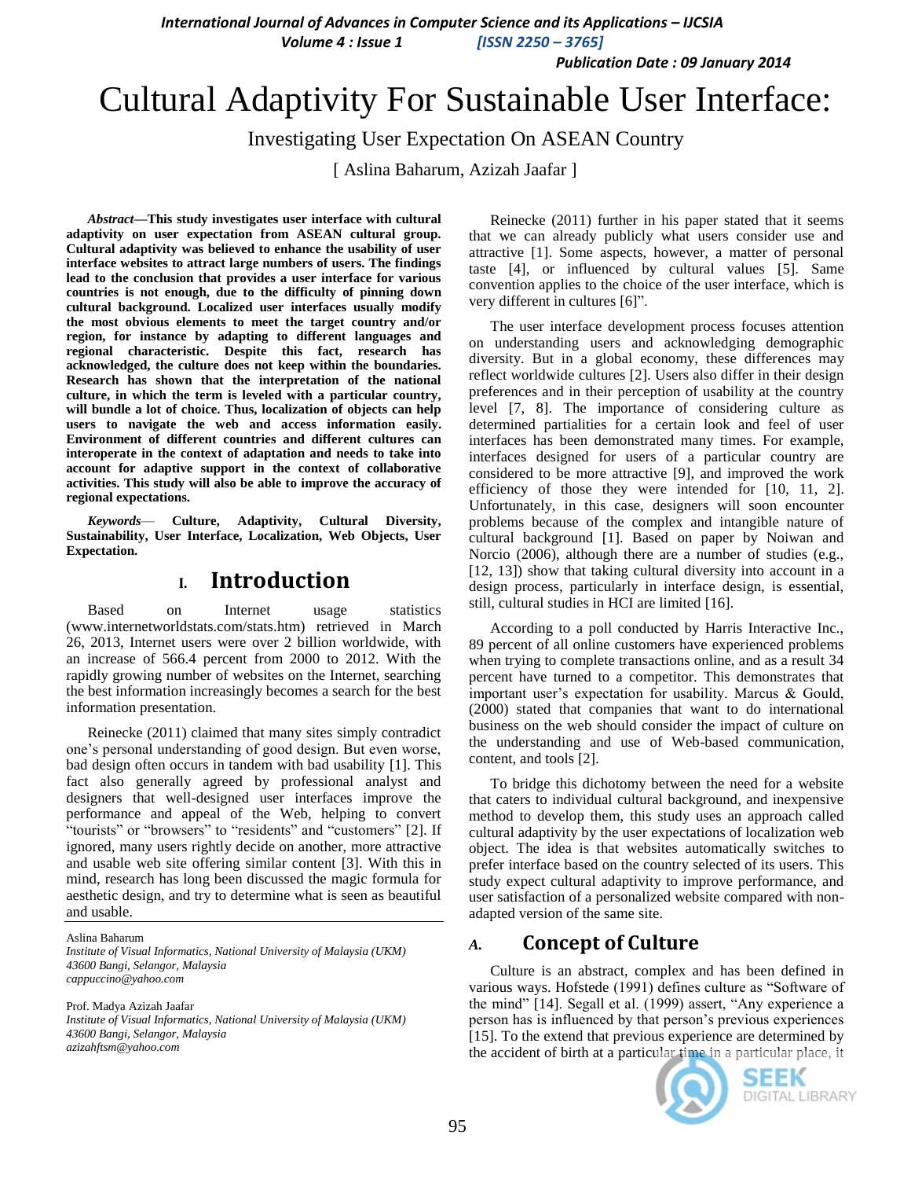# Cultural Adaptivity For Sustainable User Interface:

## Investigating User Expectation On ASEAN Country

[ Aslina Baharum, Azizah Jaafar ]

***Abstract*—This study investigates user interface with cultural adaptivity on user expectation from ASEAN cultural group. Cultural adaptivity was believed to enhance the usability of user interface websites to attract large numbers of users. The findings lead to the conclusion that provides a user interface for various countries is not enough, due to the difficulty of pinning down cultural background. Localized user interfaces usually modify the most obvious elements to meet the target country and/or region, for instance by adapting to different languages and regional characteristic. Despite this fact, research has acknowledged, the culture does not keep within the boundaries. Research has shown that the interpretation of the national culture, in which the term is leveled with a particular country, will bundle a lot of choice. Thus, localization of objects can help users to navigate the web and access information easily. Environment of different countries and different cultures can interoperate in the context of adaptation and needs to take into account for adaptive support in the context of collaborative activities. This study will also be able to improve the accuracy of regional expectations.**

***Keywords*— Culture, Adaptivity, Cultural Diversity, Sustainability, User Interface, Localization, Web Objects, User Expectation.**

## I. Introduction

Based on Internet usage statistics (www.internetworldstats.com/stats.htm) retrieved in March 26, 2013, Internet users were over 2 billion worldwide, with an increase of 566.4 percent from 2000 to 2012. With the rapidly growing number of websites on the Internet, searching the best information increasingly becomes a search for the best information presentation.

Reinecke (2011) claimed that many sites simply contradict one's personal understanding of good design. But even worse, bad design often occurs in tandem with bad usability [1]. This fact also generally agreed by professional analyst and designers that well-designed user interfaces improve the performance and appeal of the Web, helping to convert "tourists" or "browsers" to "residents" and "customers" [2]. If ignored, many users rightly decide on another, more attractive and usable web site offering similar content [3]. With this in mind, research has long been discussed the magic formula for aesthetic design, and try to determine what is seen as beautiful and usable.

Aslina Baharum
*Institute of Visual Informatics, National University of Malaysia (UKM)*
*43600 Bangi, Selangor, Malaysia*
*cappuccino@yahoo.com*

Prof. Madya Azizah Jaafar
*Institute of Visual Informatics, National University of Malaysia (UKM)*
*43600 Bangi, Selangor, Malaysia*
*azizahftsm@yahoo.com*

Reinecke (2011) further in his paper stated that it seems that we can already publicly what users consider use and attractive [1]. Some aspects, however, a matter of personal taste [4], or influenced by cultural values [5]. Same convention applies to the choice of the user interface, which is very different in cultures [6]".

The user interface development process focuses attention on understanding users and acknowledging demographic diversity. But in a global economy, these differences may reflect worldwide cultures [2]. Users also differ in their design preferences and in their perception of usability at the country level [7, 8]. The importance of considering culture as determined partialities for a certain look and feel of user interfaces has been demonstrated many times. For example, interfaces designed for users of a particular country are considered to be more attractive [9], and improved the work efficiency of those they were intended for [10, 11, 2]. Unfortunately, in this case, designers will soon encounter problems because of the complex and intangible nature of cultural background [1]. Based on paper by Noiwan and Norcio (2006), although there are a number of studies (e.g., [12, 13]) show that taking cultural diversity into account in a design process, particularly in interface design, is essential, still, cultural studies in HCI are limited [16].

According to a poll conducted by Harris Interactive Inc., 89 percent of all online customers have experienced problems when trying to complete transactions online, and as a result 34 percent have turned to a competitor. This demonstrates that important user's expectation for usability. Marcus & Gould, (2000) stated that companies that want to do international business on the web should consider the impact of culture on the understanding and use of Web-based communication, content, and tools [2].

To bridge this dichotomy between the need for a website that caters to individual cultural background, and inexpensive method to develop them, this study uses an approach called cultural adaptivity by the user expectations of localization web object. The idea is that websites automatically switches to prefer interface based on the country selected of its users. This study expect cultural adaptivity to improve performance, and user satisfaction of a personalized website compared with non-adapted version of the same site.

### A. Concept of Culture

Culture is an abstract, complex and has been defined in various ways. Hofstede (1991) defines culture as "Software of the mind" [14]. Segall et al. (1999) assert, "Any experience a person has is influenced by that person's previous experiences [15]. To the extend that previous experience are determined by the accident of birth at a particular time in a particular place, it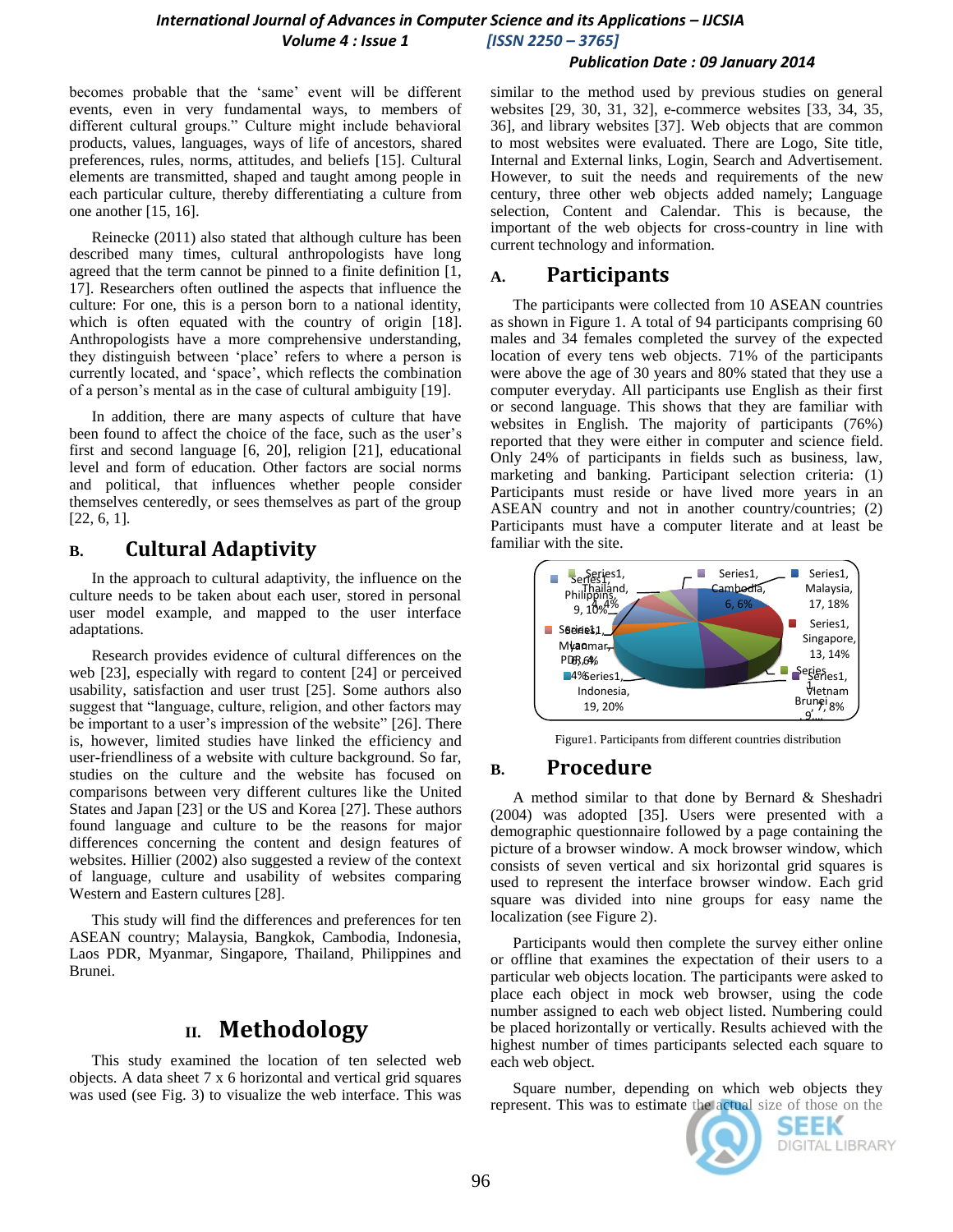becomes probable that the 'same' event will be different events, even in very fundamental ways, to members of different cultural groups." Culture might include behavioral products, values, languages, ways of life of ancestors, shared preferences, rules, norms, attitudes, and beliefs [15]. Cultural elements are transmitted, shaped and taught among people in each particular culture, thereby differentiating a culture from one another [15, 16].

Reinecke (2011) also stated that although culture has been described many times, cultural anthropologists have long agreed that the term cannot be pinned to a finite definition [1, 17]. Researchers often outlined the aspects that influence the culture: For one, this is a person born to a national identity, which is often equated with the country of origin [18]. Anthropologists have a more comprehensive understanding, they distinguish between 'place' refers to where a person is currently located, and 'space', which reflects the combination of a person's mental as in the case of cultural ambiguity [19].

In addition, there are many aspects of culture that have been found to affect the choice of the face, such as the user's first and second language [6, 20], religion [21], educational level and form of education. Other factors are social norms and political, that influences whether people consider themselves centeredly, or sees themselves as part of the group [22, 6, 1].

## B. Cultural Adaptivity

In the approach to cultural adaptivity, the influence on the culture needs to be taken about each user, stored in personal user model example, and mapped to the user interface adaptations.

Research provides evidence of cultural differences on the web [23], especially with regard to content [24] or perceived usability, satisfaction and user trust [25]. Some authors also suggest that "language, culture, religion, and other factors may be important to a user's impression of the website" [26]. There is, however, limited studies have linked the efficiency and user-friendliness of a website with culture background. So far, studies on the culture and the website has focused on comparisons between very different cultures like the United States and Japan [23] or the US and Korea [27]. These authors found language and culture to be the reasons for major differences concerning the content and design features of websites. Hillier (2002) also suggested a review of the context of language, culture and usability of websites comparing Western and Eastern cultures [28].

This study will find the differences and preferences for ten ASEAN country; Malaysia, Bangkok, Cambodia, Indonesia, Laos PDR, Myanmar, Singapore, Thailand, Philippines and Brunei.

# II. Methodology

This study examined the location of ten selected web objects. A data sheet 7 x 6 horizontal and vertical grid squares was used (see Fig. 3) to visualize the web interface. This was similar to the method used by previous studies on general websites [29, 30, 31, 32], e-commerce websites [33, 34, 35, 36], and library websites [37]. Web objects that are common to most websites were evaluated. There are Logo, Site title, Internal and External links, Login, Search and Advertisement. However, to suit the needs and requirements of the new century, three other web objects added namely; Language selection, Content and Calendar. This is because, the important of the web objects for cross-country in line with current technology and information.

## A. Participants

The participants were collected from 10 ASEAN countries as shown in Figure 1. A total of 94 participants comprising 60 males and 34 females completed the survey of the expected location of every tens web objects. 71% of the participants were above the age of 30 years and 80% stated that they use a computer everyday. All participants use English as their first or second language. This shows that they are familiar with websites in English. The majority of participants (76%) reported that they were either in computer and science field. Only 24% of participants in fields such as business, law, marketing and banking. Participant selection criteria: (1) Participants must reside or have lived more years in an ASEAN country and not in another country/countries; (2) Participants must have a computer literate and at least be familiar with the site.

Figure1. Participants from different countries distribution

## B. Procedure

A method similar to that done by Bernard & Sheshadri (2004) was adopted [35]. Users were presented with a demographic questionnaire followed by a page containing the picture of a browser window. A mock browser window, which consists of seven vertical and six horizontal grid squares is used to represent the interface browser window. Each grid square was divided into nine groups for easy name the localization (see Figure 2).

Participants would then complete the survey either online or offline that examines the expectation of their users to a particular web objects location. The participants were asked to place each object in mock web browser, using the code number assigned to each web object listed. Numbering could be placed horizontally or vertically. Results achieved with the highest number of times participants selected each square to each web object.

Square number, depending on which web objects they represent. This was to estimate the actual size of those on the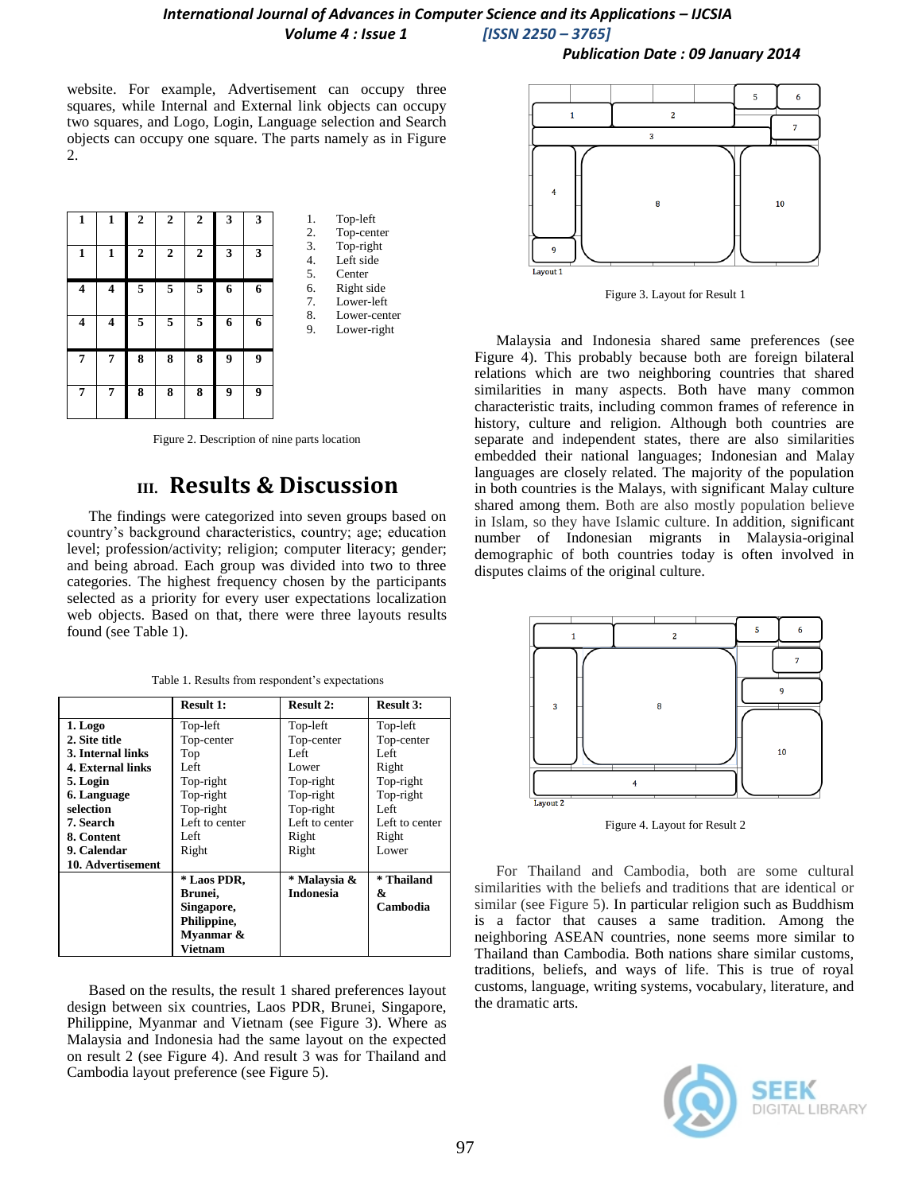website. For example, Advertisement can occupy three squares, while Internal and External link objects can occupy two squares, and Logo, Login, Language selection and Search objects can occupy one square. The parts namely as in Figure 2.

| 1 | 1 | 2 | 2 | 2 | 3 | 3 |
|---|---|---|---|---|---|---|
| 1 | 1 | 2 | 2 | 2 | 3 | 3 |
| 4 | 4 | 5 | 5 | 5 | 6 | 6 |
| 4 | 4 | 5 | 5 | 5 | 6 | 6 |
| 7 | 7 | 8 | 8 | 8 | 9 | 9 |
| 7 | 7 | 8 | 8 | 8 | 9 | 9 |

1. Top-left
2. Top-center
3. Top-right
4. Left side
5. Center
6. Right side
7. Lower-left
8. Lower-center
9. Lower-right

Figure 2. Description of nine parts location

# III. Results & Discussion

The findings were categorized into seven groups based on country's background characteristics, country; age; education level; profession/activity; religion; computer literacy; gender; and being abroad. Each group was divided into two to three categories. The highest frequency chosen by the participants selected as a priority for every user expectations localization web objects. Based on that, there were three layouts results found (see Table 1).

Table 1. Results from respondent's expectations

| | **Result 1:** | **Result 2:** | **Result 3:** |
|---|---|---|---|
| **1. Logo** | Top-left | Top-left | Top-left |
| **2. Site title** | Top-center | Top-center | Top-center |
| **3. Internal links** | Top | Left | Left |
| **4. External links** | Left | Lower | Right |
| **5. Login** | Top-right | Top-right | Top-right |
| **6. Language selection** | Top-right | Top-right | Top-right |
| **7. Search** | Top-right | Top-right | Left |
| **8. Content** | Left to center | Left to center | Left to center |
| **9. Calendar** | Left | Right | Right |
| **10. Advertisement** | Right | Right | Lower |
| | **\* Laos PDR, Brunei, Singapore, Philippine, Myanmar & Vietnam** | **\* Malaysia & Indonesia** | **\* Thailand & Cambodia** |

Based on the results, the result 1 shared preferences layout design between six countries, Laos PDR, Brunei, Singapore, Philippine, Myanmar and Vietnam (see Figure 3). Where as Malaysia and Indonesia had the same layout on the expected on result 2 (see Figure 4). And result 3 was for Thailand and Cambodia layout preference (see Figure 5).

Figure 3. Layout for Result 1

Malaysia and Indonesia shared same preferences (see Figure 4). This probably because both are foreign bilateral relations which are two neighboring countries that shared similarities in many aspects. Both have many common characteristic traits, including common frames of reference in history, culture and religion. Although both countries are separate and independent states, there are also similarities embedded their national languages; Indonesian and Malay languages are closely related. The majority of the population in both countries is the Malays, with significant Malay culture shared among them. Both are also mostly population believe in Islam, so they have Islamic culture. In addition, significant number of Indonesian migrants in Malaysia-original demographic of both countries today is often involved in disputes claims of the original culture.

Figure 4. Layout for Result 2

For Thailand and Cambodia, both are some cultural similarities with the beliefs and traditions that are identical or similar (see Figure 5). In particular religion such as Buddhism is a factor that causes a same tradition. Among the neighboring ASEAN countries, none seems more similar to Thailand than Cambodia. Both nations share similar customs, traditions, beliefs, and ways of life. This is true of royal customs, language, writing systems, vocabulary, literature, and the dramatic arts.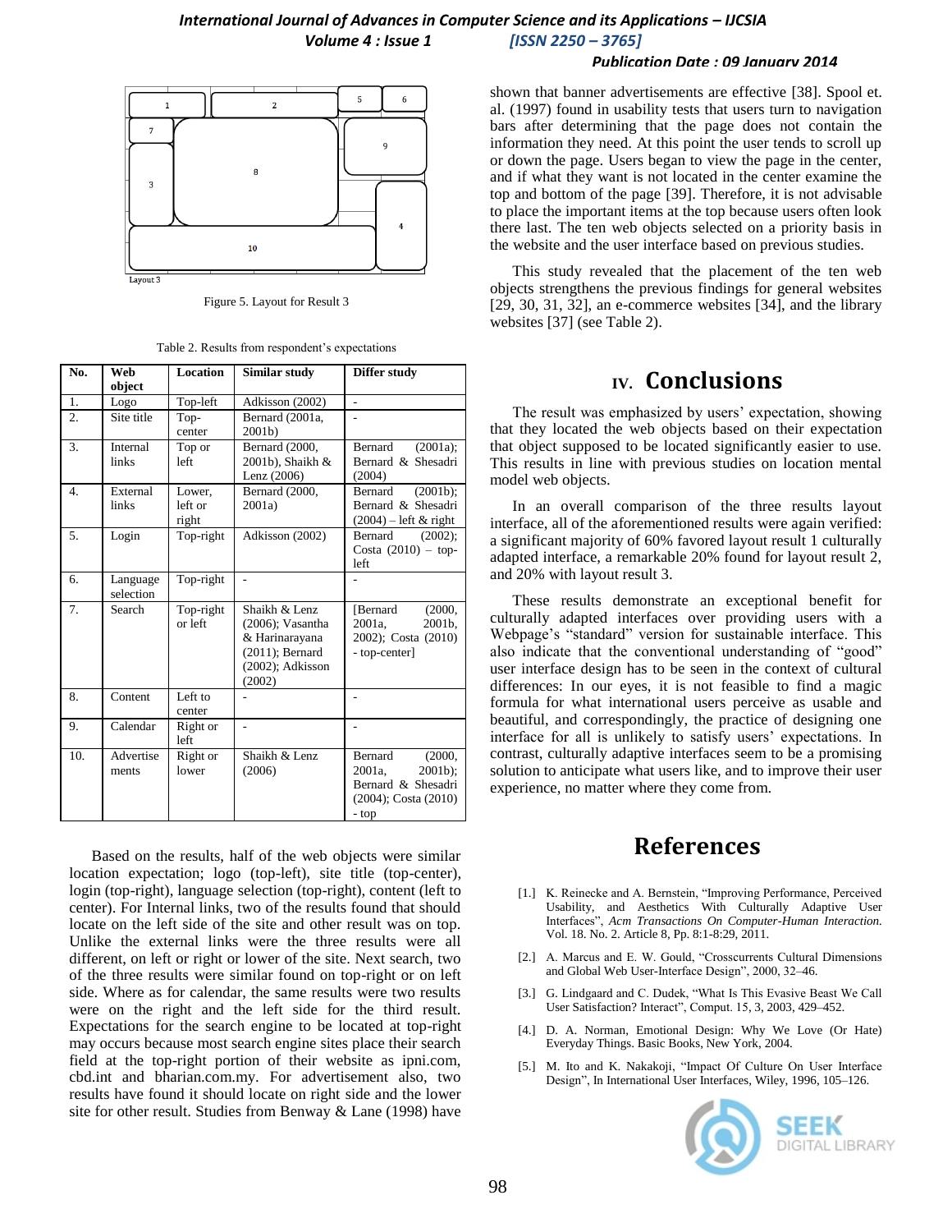Figure 5. Layout for Result 3

Table 2. Results from respondent's expectations

| No. | Web object | Location | Similar study | Differ study |
|---|---|---|---|---|
| 1. | Logo | Top-left | Adkisson (2002) | - |
| 2. | Site title | Top-center | Bernard (2001a, 2001b) | - |
| 3. | Internal links | Top or left | Bernard (2000, 2001b), Shaikh & Lenz (2006) | Bernard (2001a); Bernard & Shesadri (2004) |
| 4. | External links | Lower, left or right | Bernard (2000, 2001a) | Bernard (2001b); Bernard & Shesadri (2004) – left & right |
| 5. | Login | Top-right | Adkisson (2002) | Bernard (2002); Costa (2010) – top-left |
| 6. | Language selection | Top-right | - | - |
| 7. | Search | Top-right or left | Shaikh & Lenz (2006); Vasantha & Harinarayana (2011); Bernard (2002); Adkisson (2002) | [Bernard (2000, 2001a, 2001b, 2002); Costa (2010) - top-center] |
| 8. | Content | Left to center | - | - |
| 9. | Calendar | Right or left | - | - |
| 10. | Advertisements | Right or lower | Shaikh & Lenz (2006) | Bernard (2000, 2001a, 2001b); Bernard & Shesadri (2004); Costa (2010) - top |

Based on the results, half of the web objects were similar location expectation; logo (top-left), site title (top-center), login (top-right), language selection (top-right), content (left to center). For Internal links, two of the results found that should locate on the left side of the site and other result was on top. Unlike the external links were the three results were all different, on left or right or lower of the site. Next search, two of the three results were similar found on top-right or on left side. Where as for calendar, the same results were two results were on the right and the left side for the third result. Expectations for the search engine to be located at top-right may occurs because most search engine sites place their search field at the top-right portion of their website as ipni.com, cbd.int and bharian.com.my. For advertisement also, two results have found it should locate on right side and the lower site for other result. Studies from Benway & Lane (1998) have shown that banner advertisements are effective [38]. Spool et. al. (1997) found in usability tests that users turn to navigation bars after determining that the page does not contain the information they need. At this point the user tends to scroll up or down the page. Users began to view the page in the center, and if what they want is not located in the center examine the top and bottom of the page [39]. Therefore, it is not advisable to place the important items at the top because users often look there last. The ten web objects selected on a priority basis in the website and the user interface based on previous studies.

This study revealed that the placement of the ten web objects strengthens the previous findings for general websites [29, 30, 31, 32], an e-commerce websites [34], and the library websites [37] (see Table 2).

# IV. Conclusions

The result was emphasized by users' expectation, showing that they located the web objects based on their expectation that object supposed to be located significantly easier to use. This results in line with previous studies on location mental model web objects.

In an overall comparison of the three results layout interface, all of the aforementioned results were again verified: a significant majority of 60% favored layout result 1 culturally adapted interface, a remarkable 20% found for layout result 2, and 20% with layout result 3.

These results demonstrate an exceptional benefit for culturally adapted interfaces over providing users with a Webpage's "standard" version for sustainable interface. This also indicate that the conventional understanding of "good" user interface design has to be seen in the context of cultural differences: In our eyes, it is not feasible to find a magic formula for what international users perceive as usable and beautiful, and correspondingly, the practice of designing one interface for all is unlikely to satisfy users' expectations. In contrast, culturally adaptive interfaces seem to be a promising solution to anticipate what users like, and to improve their user experience, no matter where they come from.

# References

[1.] K. Reinecke and A. Bernstein, "Improving Performance, Perceived Usability, and Aesthetics With Culturally Adaptive User Interfaces", *Acm Transactions On Computer-Human Interaction.* Vol. 18. No. 2. Article 8, Pp. 8:1-8:29, 2011.

[2.] A. Marcus and E. W. Gould, "Crosscurrents Cultural Dimensions and Global Web User-Interface Design", 2000, 32–46.

[3.] G. Lindgaard and C. Dudek, "What Is This Evasive Beast We Call User Satisfaction? Interact", Comput. 15, 3, 2003, 429–452.

[4.] D. A. Norman, Emotional Design: Why We Love (Or Hate) Everyday Things. Basic Books, New York, 2004.

[5.] M. Ito and K. Nakakoji, "Impact Of Culture On User Interface Design", In International User Interfaces, Wiley, 1996, 105–126.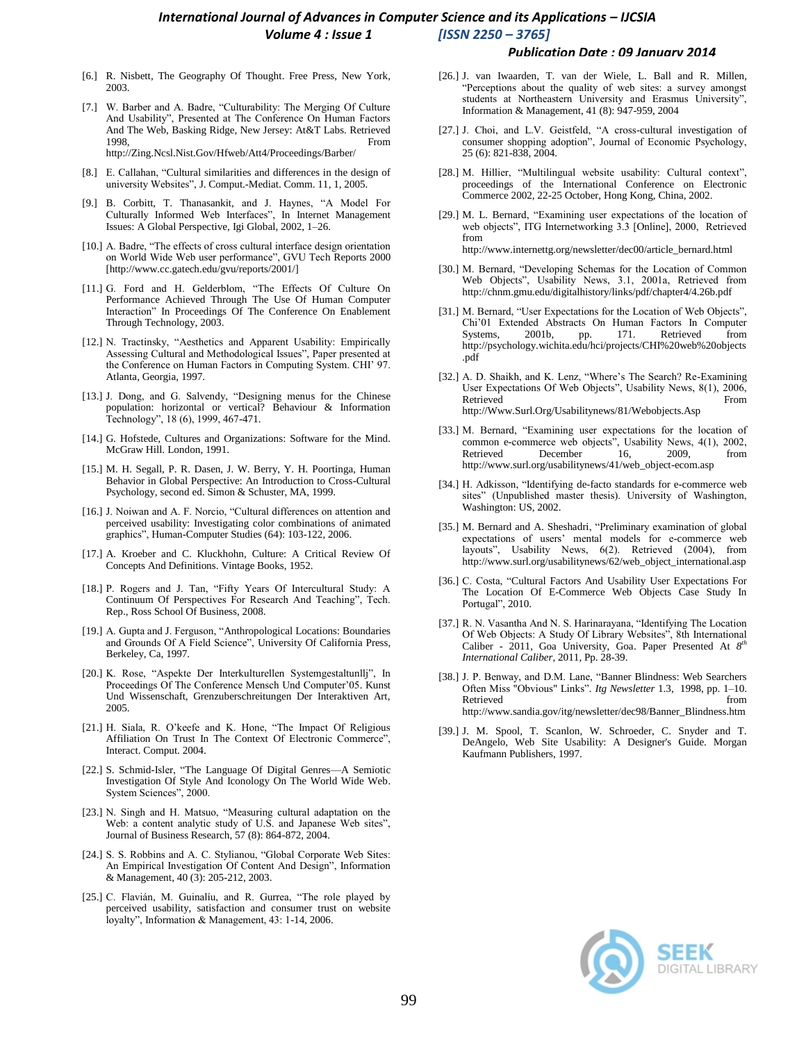[6.] R. Nisbett, The Geography Of Thought. Free Press, New York, 2003.

[7.] W. Barber and A. Badre, "Culturability: The Merging Of Culture And Usability", Presented at The Conference On Human Factors And The Web, Basking Ridge, New Jersey: At&T Labs. Retrieved 1998, From http://Zing.Ncsl.Nist.Gov/Hfweb/Att4/Proceedings/Barber/

[8.] E. Callahan, "Cultural similarities and differences in the design of university Websites", J. Comput.-Mediat. Comm. 11, 1, 2005.

[9.] B. Corbitt, T. Thanasankit, and J. Haynes, "A Model For Culturally Informed Web Interfaces", In Internet Management Issues: A Global Perspective, Igi Global, 2002, 1–26.

[10.] A. Badre, "The effects of cross cultural interface design orientation on World Wide Web user performance", GVU Tech Reports 2000 [http://www.cc.gatech.edu/gvu/reports/2001/]

[11.] G. Ford and H. Gelderblom, "The Effects Of Culture On Performance Achieved Through The Use Of Human Computer Interaction" In Proceedings Of The Conference On Enablement Through Technology, 2003.

[12.] N. Tractinsky, "Aesthetics and Apparent Usability: Empirically Assessing Cultural and Methodological Issues", Paper presented at the Conference on Human Factors in Computing System. CHI' 97. Atlanta, Georgia, 1997.

[13.] J. Dong, and G. Salvendy, "Designing menus for the Chinese population: horizontal or vertical? Behaviour & Information Technology", 18 (6), 1999, 467-471.

[14.] G. Hofstede, Cultures and Organizations: Software for the Mind. McGraw Hill. London, 1991.

[15.] M. H. Segall, P. R. Dasen, J. W. Berry, Y. H. Poortinga, Human Behavior in Global Perspective: An Introduction to Cross-Cultural Psychology, second ed. Simon & Schuster, MA, 1999.

[16.] J. Noiwan and A. F. Norcio, "Cultural differences on attention and perceived usability: Investigating color combinations of animated graphics", Human-Computer Studies (64): 103-122, 2006.

[17.] A. Kroeber and C. Kluckhohn, Culture: A Critical Review Of Concepts And Definitions. Vintage Books, 1952.

[18.] P. Rogers and J. Tan, "Fifty Years Of Intercultural Study: A Continuum Of Perspectives For Research And Teaching", Tech. Rep., Ross School Of Business, 2008.

[19.] A. Gupta and J. Ferguson, "Anthropological Locations: Boundaries and Grounds Of A Field Science", University Of California Press, Berkeley, Ca, 1997.

[20.] K. Rose, "Aspekte Der Interkulturellen Systemgestaltunllj", In Proceedings Of The Conference Mensch Und Computer'05. Kunst Und Wissenschaft, Grenzuberschreitungen Der Interaktiven Art, 2005.

[21.] H. Siala, R. O'keefe and K. Hone, "The Impact Of Religious Affiliation On Trust In The Context Of Electronic Commerce", Interact. Comput. 2004.

[22.] S. Schmid-Isler, "The Language Of Digital Genres—A Semiotic Investigation Of Style And Iconology On The World Wide Web. System Sciences", 2000.

[23.] N. Singh and H. Matsuo, "Measuring cultural adaptation on the Web: a content analytic study of U.S. and Japanese Web sites", Journal of Business Research, 57 (8): 864-872, 2004.

[24.] S. S. Robbins and A. C. Stylianou, "Global Corporate Web Sites: An Empirical Investigation Of Content And Design", Information & Management, 40 (3): 205-212, 2003.

[25.] C. Flavián, M. Guinalíu, and R. Gurrea, "The role played by perceived usability, satisfaction and consumer trust on website loyalty", Information & Management, 43: 1-14, 2006.

[26.] J. van Iwaarden, T. van der Wiele, L. Ball and R. Millen, "Perceptions about the quality of web sites: a survey amongst students at Northeastern University and Erasmus University", Information & Management, 41 (8): 947-959, 2004

[27.] J. Choi, and L.V. Geistfeld, "A cross-cultural investigation of consumer shopping adoption", Journal of Economic Psychology, 25 (6): 821-838, 2004.

[28.] M. Hillier, "Multilingual website usability: Cultural context", proceedings of the International Conference on Electronic Commerce 2002, 22-25 October, Hong Kong, China, 2002.

[29.] M. L. Bernard, "Examining user expectations of the location of web objects", ITG Internetworking 3.3 [Online], 2000, Retrieved from http://www.internettg.org/newsletter/dec00/article_bernard.html

[30.] M. Bernard, "Developing Schemas for the Location of Common Web Objects", Usability News, 3.1, 2001a, Retrieved from http://chnm.gmu.edu/digitalhistory/links/pdf/chapter4/4.26b.pdf

[31.] M. Bernard, "User Expectations for the Location of Web Objects", Chi'01 Extended Abstracts On Human Factors In Computer Systems, 2001b, pp. 171. Retrieved from http://psychology.wichita.edu/hci/projects/CHI%20web%20objects.pdf

[32.] A. D. Shaikh, and K. Lenz, "Where's The Search? Re-Examining User Expectations Of Web Objects", Usability News, 8(1), 2006, Retrieved From http://Www.Surl.Org/Usabilitynews/81/Webobjects.Asp

[33.] M. Bernard, "Examining user expectations for the location of common e-commerce web objects", Usability News, 4(1), 2002, Retrieved December 16, 2009, from http://www.surl.org/usabilitynews/41/web_object-ecom.asp

[34.] H. Adkisson, "Identifying de-facto standards for e-commerce web sites" (Unpublished master thesis). University of Washington, Washington: US, 2002.

[35.] M. Bernard and A. Sheshadri, "Preliminary examination of global expectations of users' mental models for e-commerce web layouts", Usability News, 6(2). Retrieved (2004), from http://www.surl.org/usabilitynews/62/web_object_international.asp

[36.] C. Costa, "Cultural Factors And Usability User Expectations For The Location Of E-Commerce Web Objects Case Study In Portugal", 2010.

[37.] R. N. Vasantha And N. S. Harinarayana, "Identifying The Location Of Web Objects: A Study Of Library Websites", 8th International Caliber - 2011, Goa University, Goa. Paper Presented At *8th International Caliber*, 2011, Pp. 28-39.

[38.] J. P. Benway, and D.M. Lane, "Banner Blindness: Web Searchers Often Miss "Obvious" Links". *Itg Newsletter* 1.3, 1998, pp. 1–10. Retrieved from http://www.sandia.gov/itg/newsletter/dec98/Banner_Blindness.htm

[39.] J. M. Spool, T. Scanlon, W. Schroeder, C. Snyder and T. DeAngelo, Web Site Usability: A Designer's Guide. Morgan Kaufmann Publishers, 1997.